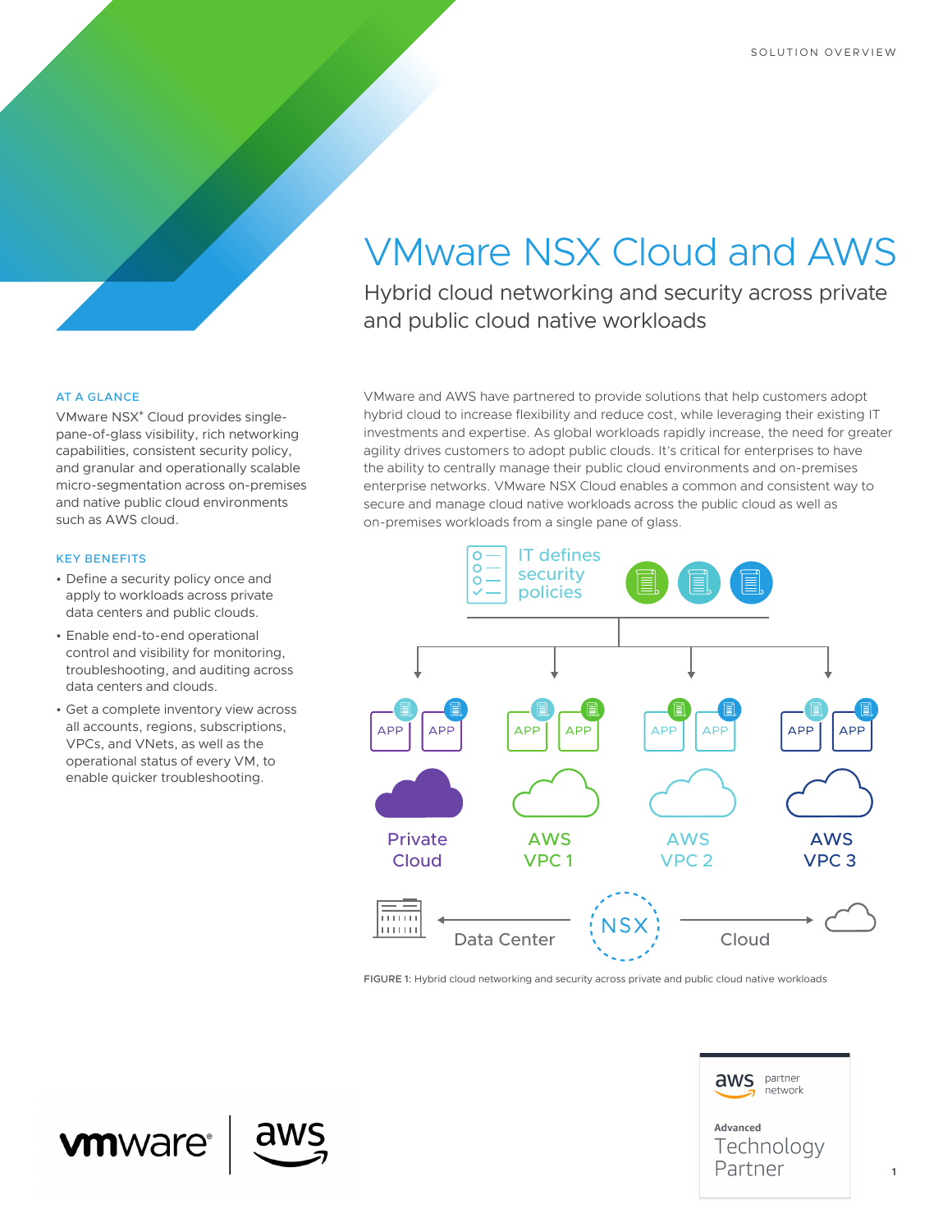SOLUTION OVERVIEW

# VMware NSX Cloud and AWS

## Hybrid cloud networking and security across private and public cloud native workloads

### AT A GLANCE

VMware NSX® Cloud provides single-pane-of-glass visibility, rich networking capabilities, consistent security policy, and granular and operationally scalable micro-segmentation across on-premises and native public cloud environments such as AWS cloud.

### KEY BENEFITS

- Define a security policy once and apply to workloads across private data centers and public clouds.
- Enable end-to-end operational control and visibility for monitoring, troubleshooting, and auditing across data centers and clouds.
- Get a complete inventory view across all accounts, regions, subscriptions, VPCs, and VNets, as well as the operational status of every VM, to enable quicker troubleshooting.

VMware and AWS have partnered to provide solutions that help customers adopt hybrid cloud to increase flexibility and reduce cost, while leveraging their existing IT investments and expertise. As global workloads rapidly increase, the need for greater agility drives customers to adopt public clouds. It's critical for enterprises to have the ability to centrally manage their public cloud environments and on-premises enterprise networks. VMware NSX Cloud enables a common and consistent way to secure and manage cloud native workloads across the public cloud as well as on-premises workloads from a single pane of glass.

IT defines security policies

APP APP — Private Cloud | APP APP — AWS VPC 1 | APP APP — AWS VPC 2 | APP APP — AWS VPC 3

Data Center ← NSX → Cloud

FIGURE 1: Hybrid cloud networking and security across private and public cloud native workloads

aws partner network — Advanced Technology Partner

vmware | aws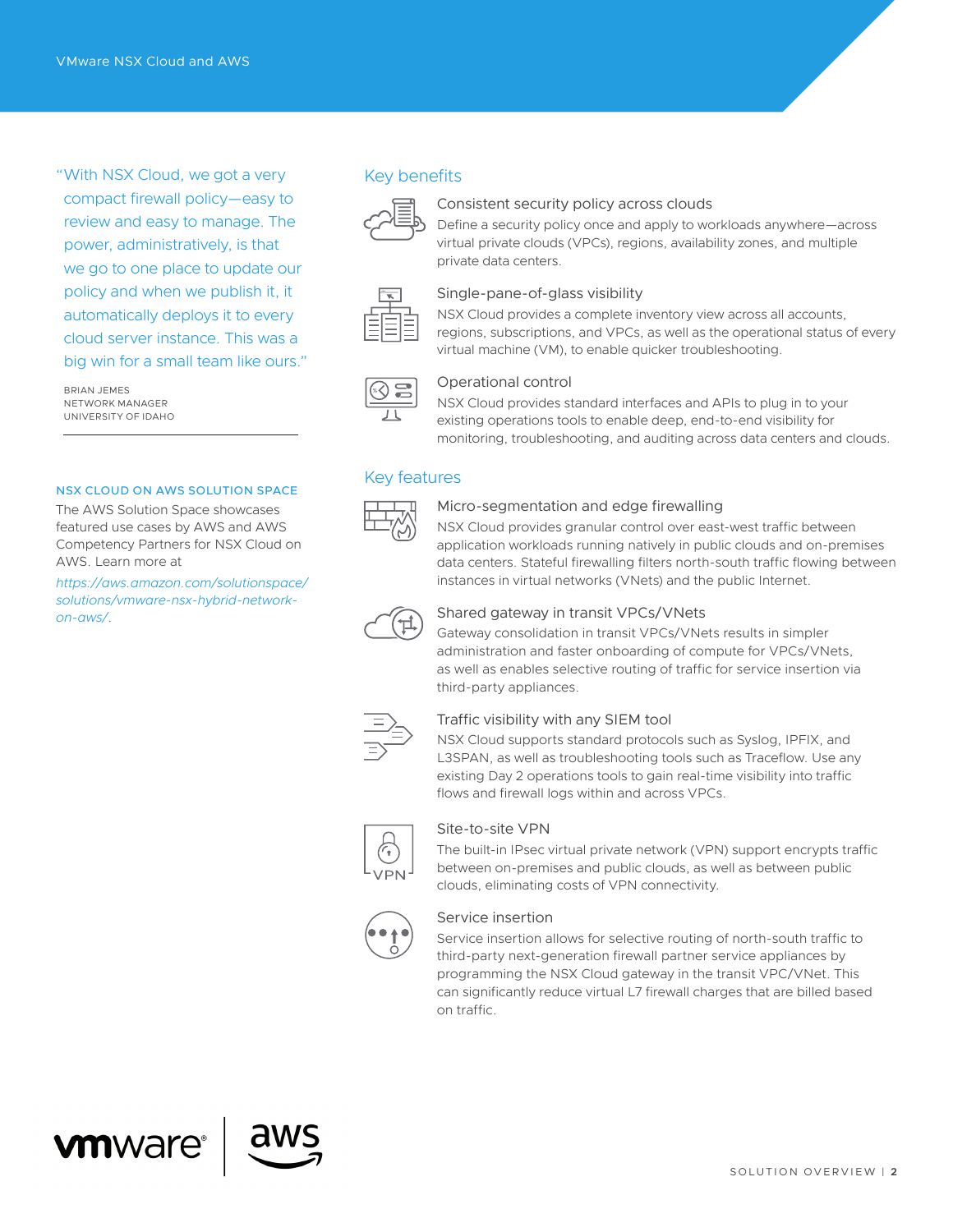"With NSX Cloud, we got a very compact firewall policy—easy to review and easy to manage. The power, administratively, is that we go to one place to update our policy and when we publish it, it automatically deploys it to every cloud server instance. This was a big win for a small team like ours."

BRIAN JEMES
NETWORK MANAGER
UNIVERSITY OF IDAHO

**NSX CLOUD ON AWS SOLUTION SPACE**

The AWS Solution Space showcases featured use cases by AWS and AWS Competency Partners for NSX Cloud on AWS. Learn more at *https://aws.amazon.com/solutionspace/solutions/vmware-nsx-hybrid-network-on-aws/*.

## Key benefits

### Consistent security policy across clouds

Define a security policy once and apply to workloads anywhere—across virtual private clouds (VPCs), regions, availability zones, and multiple private data centers.

### Single-pane-of-glass visibility

NSX Cloud provides a complete inventory view across all accounts, regions, subscriptions, and VPCs, as well as the operational status of every virtual machine (VM), to enable quicker troubleshooting.

### Operational control

NSX Cloud provides standard interfaces and APIs to plug in to your existing operations tools to enable deep, end-to-end visibility for monitoring, troubleshooting, and auditing across data centers and clouds.

## Key features

### Micro-segmentation and edge firewalling

NSX Cloud provides granular control over east-west traffic between application workloads running natively in public clouds and on-premises data centers. Stateful firewalling filters north-south traffic flowing between instances in virtual networks (VNets) and the public Internet.

### Shared gateway in transit VPCs/VNets

Gateway consolidation in transit VPCs/VNets results in simpler administration and faster onboarding of compute for VPCs/VNets, as well as enables selective routing of traffic for service insertion via third-party appliances.

### Traffic visibility with any SIEM tool

NSX Cloud supports standard protocols such as Syslog, IPFIX, and L3SPAN, as well as troubleshooting tools such as Traceflow. Use any existing Day 2 operations tools to gain real-time visibility into traffic flows and firewall logs within and across VPCs.

### Site-to-site VPN

The built-in IPsec virtual private network (VPN) support encrypts traffic between on-premises and public clouds, as well as between public clouds, eliminating costs of VPN connectivity.

### Service insertion

Service insertion allows for selective routing of north-south traffic to third-party next-generation firewall partner service appliances by programming the NSX Cloud gateway in the transit VPC/VNet. This can significantly reduce virtual L7 firewall charges that are billed based on traffic.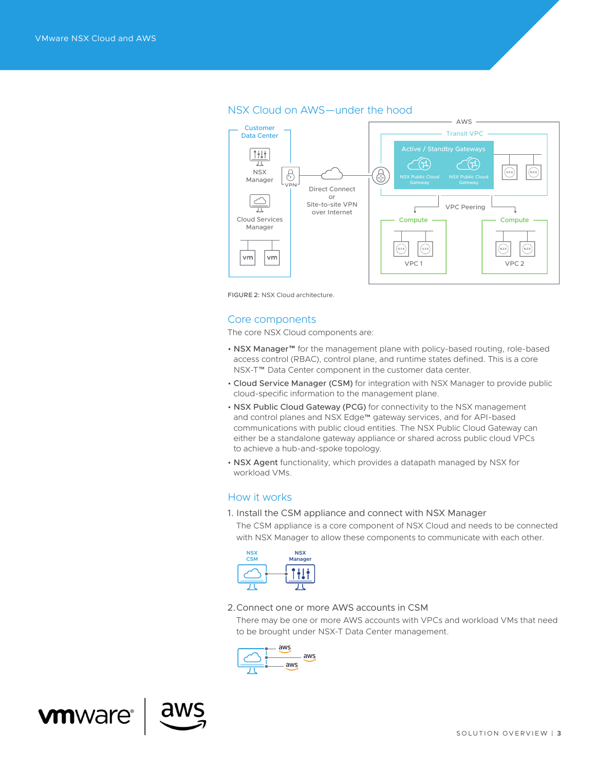## NSX Cloud on AWS—under the hood

FIGURE 2: NSX Cloud architecture.

## Core components

The core NSX Cloud components are:

- **NSX Manager™** for the management plane with policy-based routing, role-based access control (RBAC), control plane, and runtime states defined. This is a core NSX-T™ Data Center component in the customer data center.
- **Cloud Service Manager (CSM)** for integration with NSX Manager to provide public cloud-specific information to the management plane.
- **NSX Public Cloud Gateway (PCG)** for connectivity to the NSX management and control planes and NSX Edge™ gateway services, and for API-based communications with public cloud entities. The NSX Public Cloud Gateway can either be a standalone gateway appliance or shared across public cloud VPCs to achieve a hub-and-spoke topology.
- **NSX Agent** functionality, which provides a datapath managed by NSX for workload VMs.

## How it works

1. Install the CSM appliance and connect with NSX Manager

   The CSM appliance is a core component of NSX Cloud and needs to be connected with NSX Manager to allow these components to communicate with each other.

2. Connect one or more AWS accounts in CSM

   There may be one or more AWS accounts with VPCs and workload VMs that need to be brought under NSX-T Data Center management.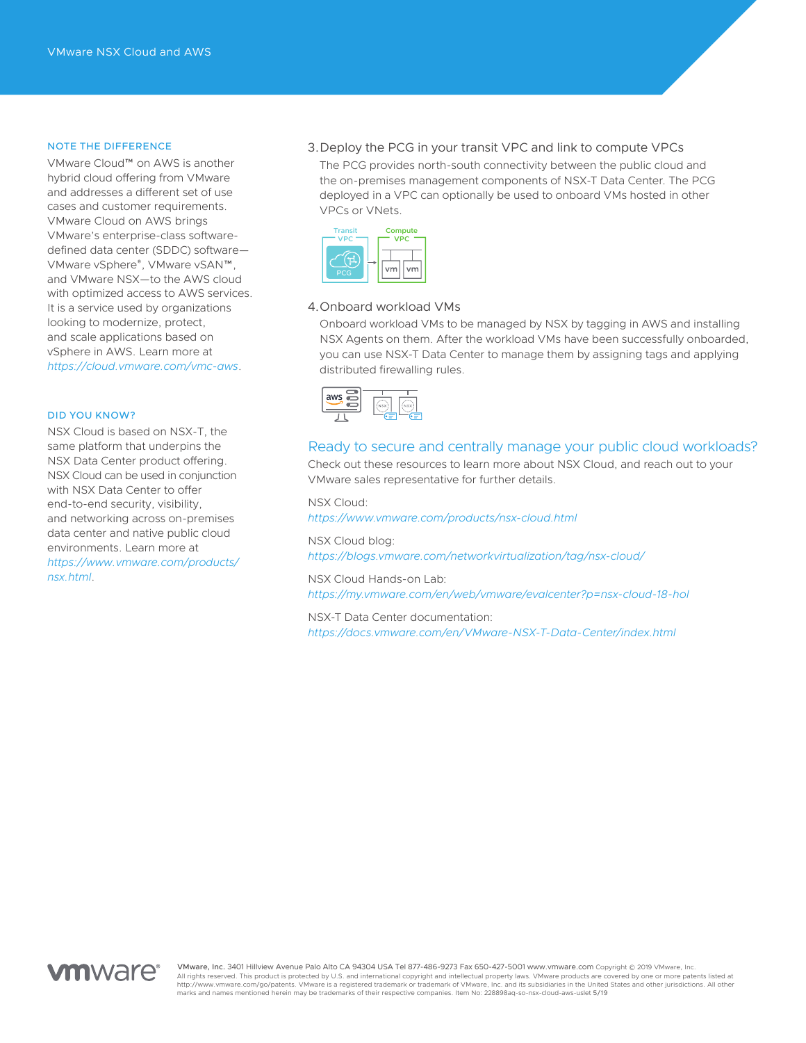### NOTE THE DIFFERENCE

VMware Cloud™ on AWS is another hybrid cloud offering from VMware and addresses a different set of use cases and customer requirements. VMware Cloud on AWS brings VMware's enterprise-class software-defined data center (SDDC) software—VMware vSphere®, VMware vSAN™, and VMware NSX—to the AWS cloud with optimized access to AWS services. It is a service used by organizations looking to modernize, protect, and scale applications based on vSphere in AWS. Learn more at *https://cloud.vmware.com/vmc-aws*.

### DID YOU KNOW?

NSX Cloud is based on NSX-T, the same platform that underpins the NSX Data Center product offering. NSX Cloud can be used in conjunction with NSX Data Center to offer end-to-end security, visibility, and networking across on-premises data center and native public cloud environments. Learn more at *https://www.vmware.com/products/nsx.html*.

3. Deploy the PCG in your transit VPC and link to compute VPCs

   The PCG provides north-south connectivity between the public cloud and the on-premises management components of NSX-T Data Center. The PCG deployed in a VPC can optionally be used to onboard VMs hosted in other VPCs or VNets.

   Transit VPC
   PCG
   Compute VPC
   vm
   vm

4. Onboard workload VMs

   Onboard workload VMs to be managed by NSX by tagging in AWS and installing NSX Agents on them. After the workload VMs have been successfully onboarded, you can use NSX-T Data Center to manage them by assigning tags and applying distributed firewalling rules.

   aws
   NSX
   NSX

## Ready to secure and centrally manage your public cloud workloads?

Check out these resources to learn more about NSX Cloud, and reach out to your VMware sales representative for further details.

NSX Cloud:
*https://www.vmware.com/products/nsx-cloud.html*

NSX Cloud blog:
*https://blogs.vmware.com/networkvirtualization/tag/nsx-cloud/*

NSX Cloud Hands-on Lab:
*https://my.vmware.com/en/web/vmware/evalcenter?p=nsx-cloud-18-hol*

NSX-T Data Center documentation:
*https://docs.vmware.com/en/VMware-NSX-T-Data-Center/index.html*

**VMware, Inc.** 3401 Hillview Avenue Palo Alto CA 94304 USA Tel 877-486-9273 Fax 650-427-5001 www.vmware.com Copyright © 2019 VMware, Inc. All rights reserved. This product is protected by U.S. and international copyright and intellectual property laws. VMware products are covered by one or more patents listed at http://www.vmware.com/go/patents. VMware is a registered trademark or trademark of VMware, Inc. and its subsidiaries in the United States and other jurisdictions. All other marks and names mentioned herein may be trademarks of their respective companies. Item No: 228898aq-so-nsx-cloud-aws-uslet 5/19